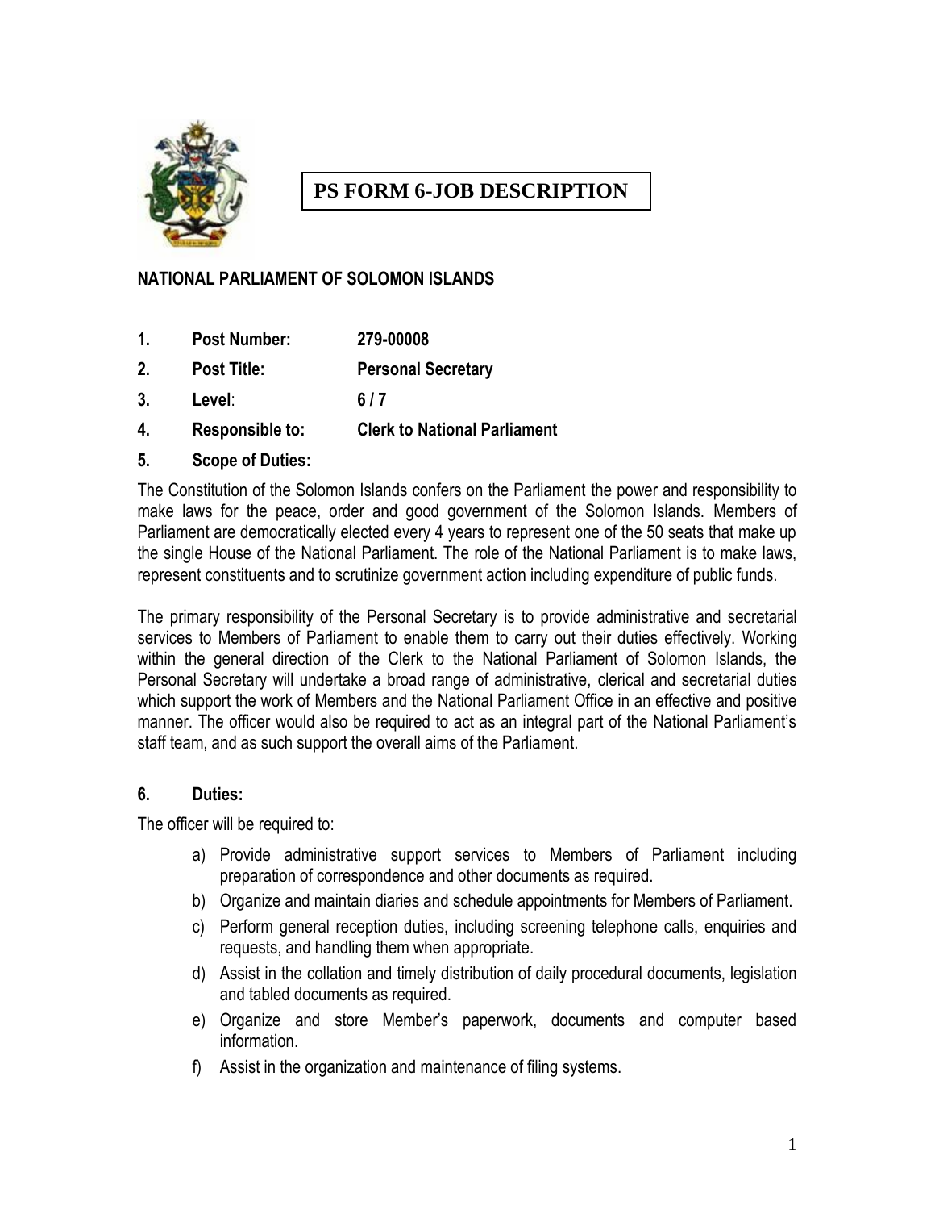# PS FORM 6-JOB DESCRIPTION

**NATIONAL PARLIAMENT OF SOLOMON ISLANDS**

1. **Post Number:** **279-00008**
2. **Post Title:** **Personal Secretary**
3. **Level:** **6 / 7**
4. **Responsible to:** **Clerk to National Parliament**
5. **Scope of Duties:**

The Constitution of the Solomon Islands confers on the Parliament the power and responsibility to make laws for the peace, order and good government of the Solomon Islands. Members of Parliament are democratically elected every 4 years to represent one of the 50 seats that make up the single House of the National Parliament. The role of the National Parliament is to make laws, represent constituents and to scrutinize government action including expenditure of public funds.

The primary responsibility of the Personal Secretary is to provide administrative and secretarial services to Members of Parliament to enable them to carry out their duties effectively. Working within the general direction of the Clerk to the National Parliament of Solomon Islands, the Personal Secretary will undertake a broad range of administrative, clerical and secretarial duties which support the work of Members and the National Parliament Office in an effective and positive manner. The officer would also be required to act as an integral part of the National Parliament's staff team, and as such support the overall aims of the Parliament.

6. **Duties:**

The officer will be required to:

a) Provide administrative support services to Members of Parliament including preparation of correspondence and other documents as required.
b) Organize and maintain diaries and schedule appointments for Members of Parliament.
c) Perform general reception duties, including screening telephone calls, enquiries and requests, and handling them when appropriate.
d) Assist in the collation and timely distribution of daily procedural documents, legislation and tabled documents as required.
e) Organize and store Member's paperwork, documents and computer based information.
f) Assist in the organization and maintenance of filing systems.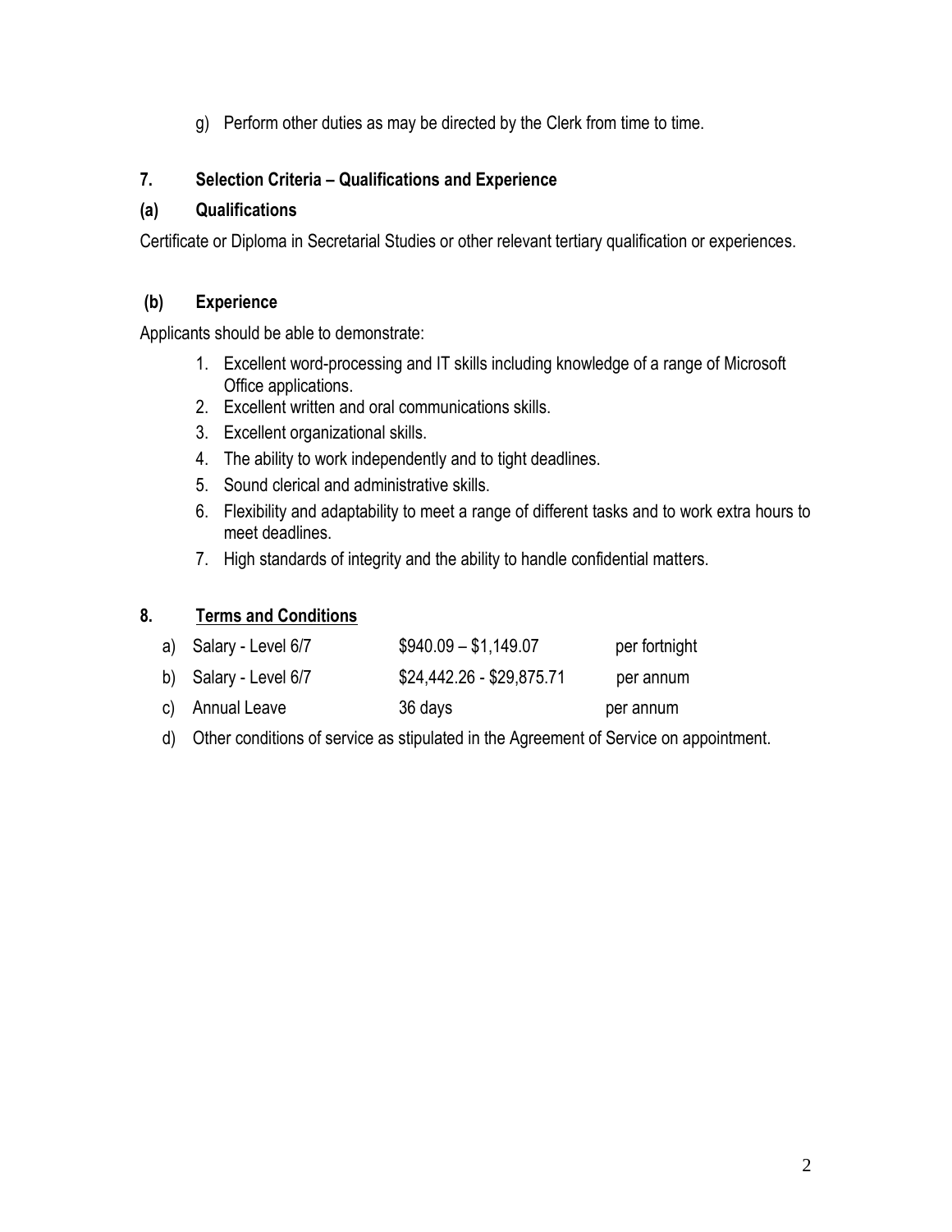g) Perform other duties as may be directed by the Clerk from time to time.

## 7. Selection Criteria – Qualifications and Experience

### (a) Qualifications

Certificate or Diploma in Secretarial Studies or other relevant tertiary qualification or experiences.

### (b) Experience

Applicants should be able to demonstrate:

1. Excellent word-processing and IT skills including knowledge of a range of Microsoft Office applications.
2. Excellent written and oral communications skills.
3. Excellent organizational skills.
4. The ability to work independently and to tight deadlines.
5. Sound clerical and administrative skills.
6. Flexibility and adaptability to meet a range of different tasks and to work extra hours to meet deadlines.
7. High standards of integrity and the ability to handle confidential matters.

## 8. <u>Terms and Conditions</u>

| | | | |
|---|---|---|---|
| a) | Salary - Level 6/7 | $940.09 – $1,149.07 | per fortnight |
| b) | Salary - Level 6/7 | $24,442.26 - $29,875.71 | per annum |
| c) | Annual Leave | 36 days | per annum |

d) Other conditions of service as stipulated in the Agreement of Service on appointment.